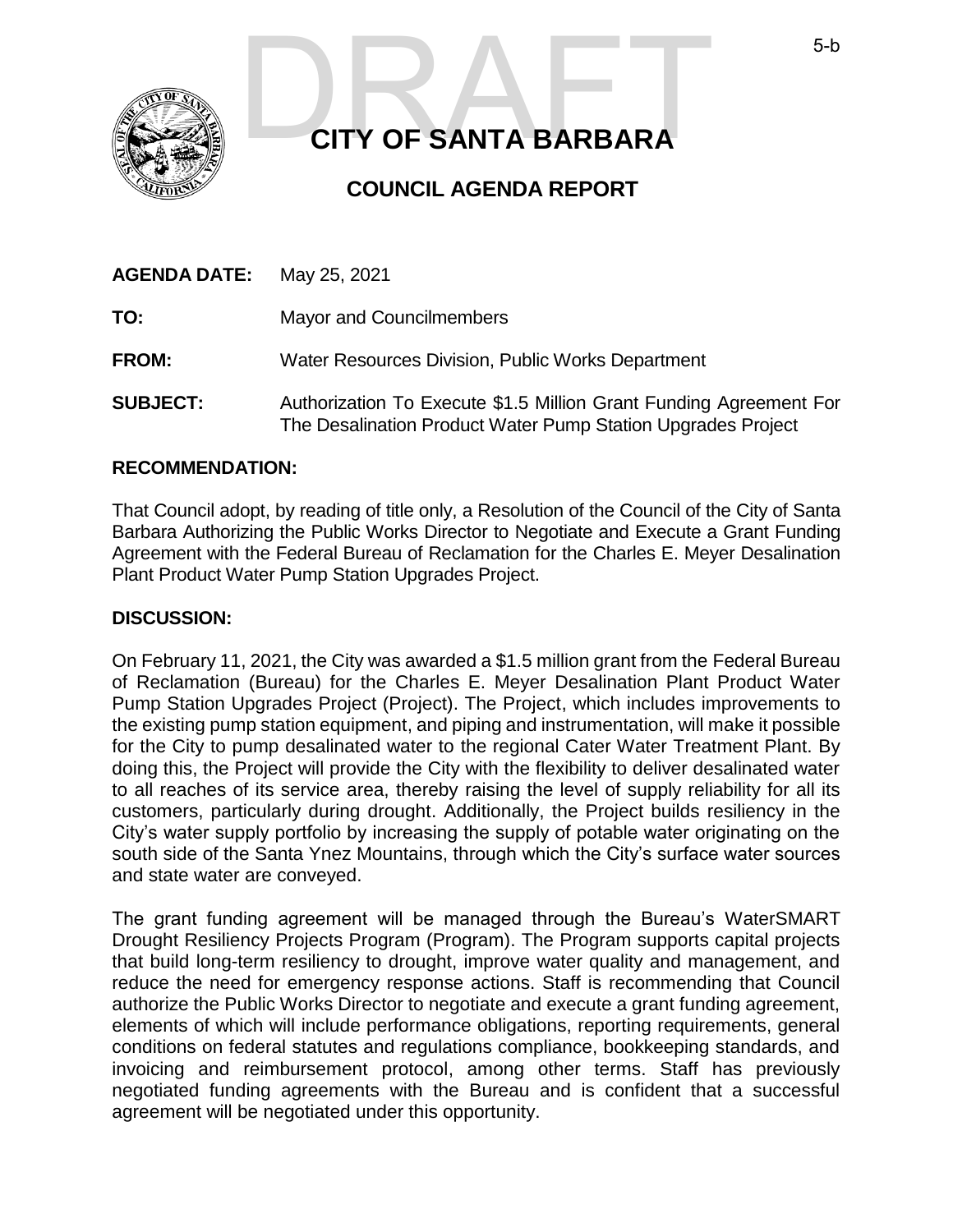DRAFT

# CITY OF SANTA BARBARA

## COUNCIL AGENDA REPORT

**AGENDA DATE:** May 25, 2021

**TO:** Mayor and Councilmembers

**FROM:** Water Resources Division, Public Works Department

**SUBJECT:** Authorization To Execute $1.5 Million Grant Funding Agreement For The Desalination Product Water Pump Station Upgrades Project

### RECOMMENDATION:

That Council adopt, by reading of title only, a Resolution of the Council of the City of Santa Barbara Authorizing the Public Works Director to Negotiate and Execute a Grant Funding Agreement with the Federal Bureau of Reclamation for the Charles E. Meyer Desalination Plant Product Water Pump Station Upgrades Project.

### DISCUSSION:

On February 11, 2021, the City was awarded a $1.5 million grant from the Federal Bureau of Reclamation (Bureau) for the Charles E. Meyer Desalination Plant Product Water Pump Station Upgrades Project (Project). The Project, which includes improvements to the existing pump station equipment, and piping and instrumentation, will make it possible for the City to pump desalinated water to the regional Cater Water Treatment Plant. By doing this, the Project will provide the City with the flexibility to deliver desalinated water to all reaches of its service area, thereby raising the level of supply reliability for all its customers, particularly during drought. Additionally, the Project builds resiliency in the City's water supply portfolio by increasing the supply of potable water originating on the south side of the Santa Ynez Mountains, through which the City's surface water sources and state water are conveyed.

The grant funding agreement will be managed through the Bureau's WaterSMART Drought Resiliency Projects Program (Program). The Program supports capital projects that build long-term resiliency to drought, improve water quality and management, and reduce the need for emergency response actions. Staff is recommending that Council authorize the Public Works Director to negotiate and execute a grant funding agreement, elements of which will include performance obligations, reporting requirements, general conditions on federal statutes and regulations compliance, bookkeeping standards, and invoicing and reimbursement protocol, among other terms. Staff has previously negotiated funding agreements with the Bureau and is confident that a successful agreement will be negotiated under this opportunity.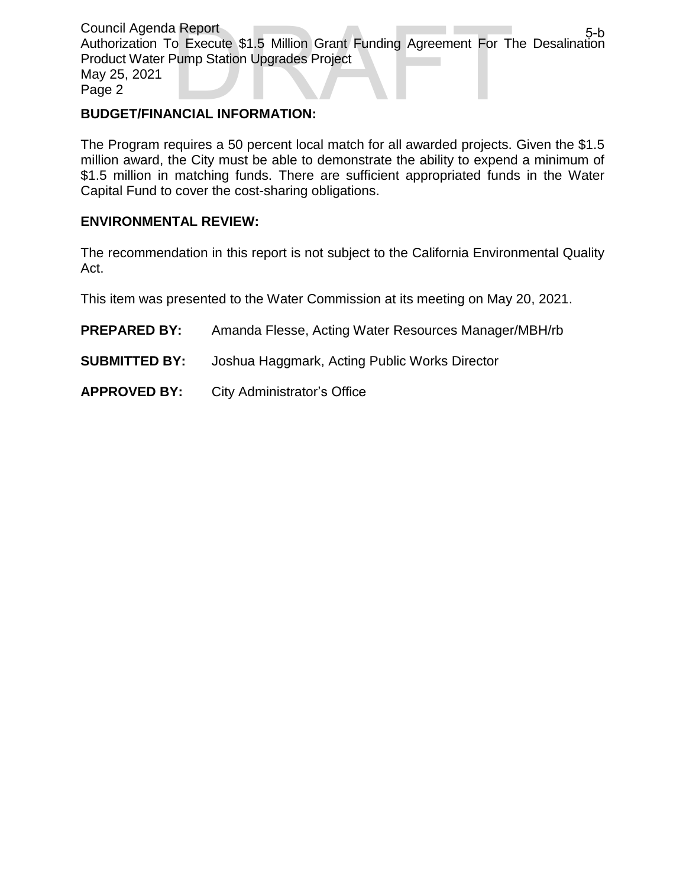**BUDGET/FINANCIAL INFORMATION:**

The Program requires a 50 percent local match for all awarded projects. Given the $1.5 million award, the City must be able to demonstrate the ability to expend a minimum of $1.5 million in matching funds. There are sufficient appropriated funds in the Water Capital Fund to cover the cost-sharing obligations.

**ENVIRONMENTAL REVIEW:**

The recommendation in this report is not subject to the California Environmental Quality Act.

This item was presented to the Water Commission at its meeting on May 20, 2021.

**PREPARED BY:** Amanda Flesse, Acting Water Resources Manager/MBH/rb

**SUBMITTED BY:** Joshua Haggmark, Acting Public Works Director

**APPROVED BY:** City Administrator's Office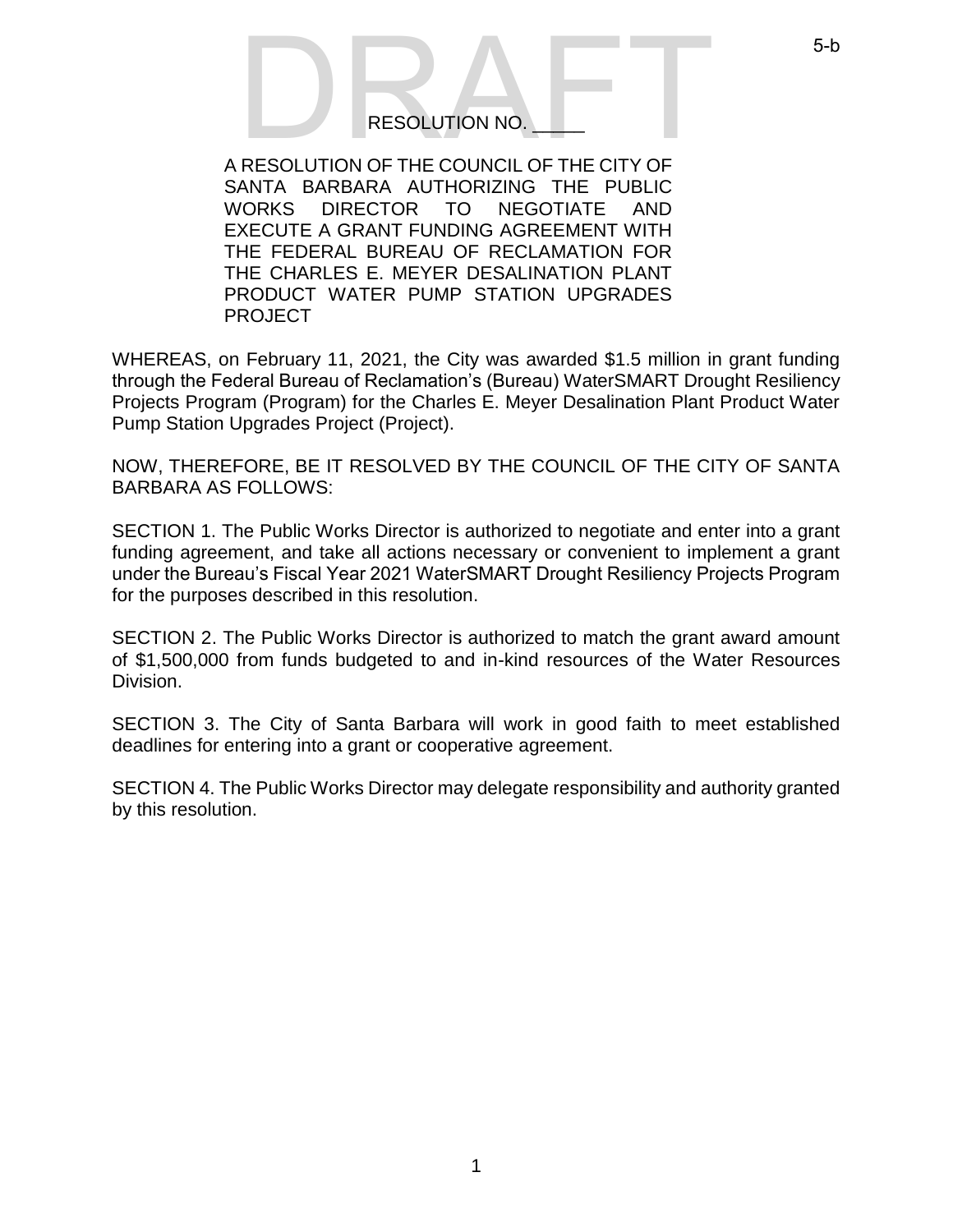DRAFT

RESOLUTION NO. _____

A RESOLUTION OF THE COUNCIL OF THE CITY OF SANTA BARBARA AUTHORIZING THE PUBLIC WORKS DIRECTOR TO NEGOTIATE AND EXECUTE A GRANT FUNDING AGREEMENT WITH THE FEDERAL BUREAU OF RECLAMATION FOR THE CHARLES E. MEYER DESALINATION PLANT PRODUCT WATER PUMP STATION UPGRADES PROJECT

WHEREAS, on February 11, 2021, the City was awarded $1.5 million in grant funding through the Federal Bureau of Reclamation's (Bureau) WaterSMART Drought Resiliency Projects Program (Program) for the Charles E. Meyer Desalination Plant Product Water Pump Station Upgrades Project (Project).

NOW, THEREFORE, BE IT RESOLVED BY THE COUNCIL OF THE CITY OF SANTA BARBARA AS FOLLOWS:

SECTION 1. The Public Works Director is authorized to negotiate and enter into a grant funding agreement, and take all actions necessary or convenient to implement a grant under the Bureau's Fiscal Year 2021 WaterSMART Drought Resiliency Projects Program for the purposes described in this resolution.

SECTION 2. The Public Works Director is authorized to match the grant award amount of $1,500,000 from funds budgeted to and in-kind resources of the Water Resources Division.

SECTION 3. The City of Santa Barbara will work in good faith to meet established deadlines for entering into a grant or cooperative agreement.

SECTION 4. The Public Works Director may delegate responsibility and authority granted by this resolution.